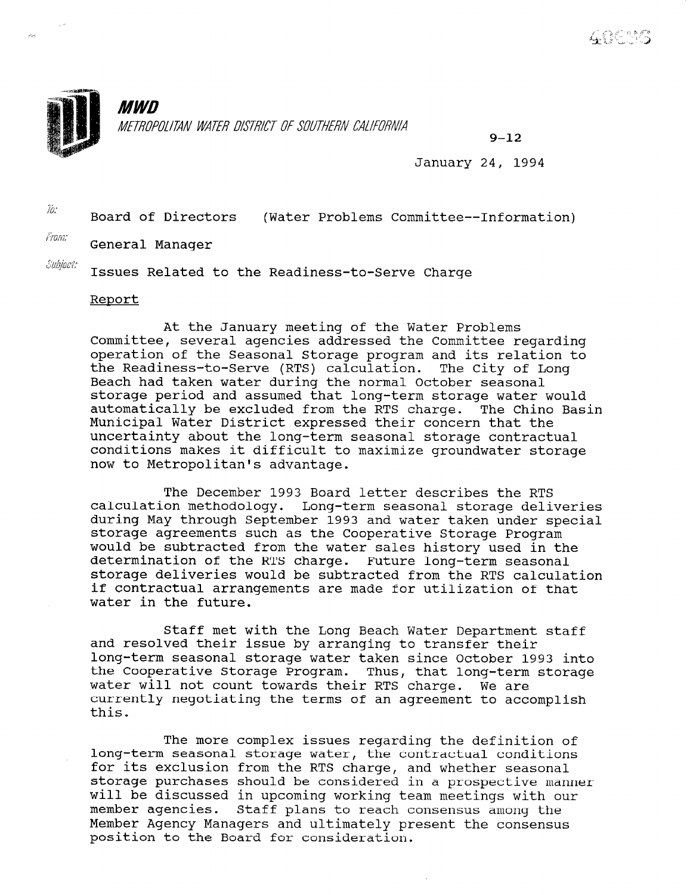**MWD**

*METROPOLITAN WATER DISTRICT OF SOUTHERN CALIFORNIA*

9-12

January 24, 1994

To: Board of Directors (Water Problems Committee--Information)

From: General Manager

Subject: Issues Related to the Readiness-to-Serve Charge

## Report

At the January meeting of the Water Problems Committee, several agencies addressed the Committee regarding operation of the Seasonal Storage program and its relation to the Readiness-to-Serve (RTS) calculation. The City of Long Beach had taken water during the normal October seasonal storage period and assumed that long-term storage water would automatically be excluded from the RTS charge. The Chino Basin Municipal Water District expressed their concern that the uncertainty about the long-term seasonal storage contractual conditions makes it difficult to maximize groundwater storage now to Metropolitan's advantage.

The December 1993 Board letter describes the RTS calculation methodology. Long-term seasonal storage deliveries during May through September 1993 and water taken under special storage agreements such as the Cooperative Storage Program would be subtracted from the water sales history used in the determination of the RTS charge. Future long-term seasonal storage deliveries would be subtracted from the RTS calculation if contractual arrangements are made for utilization of that water in the future.

Staff met with the Long Beach Water Department staff and resolved their issue by arranging to transfer their long-term seasonal storage water taken since October 1993 into the Cooperative Storage Program. Thus, that long-term storage water will not count towards their RTS charge. We are currently negotiating the terms of an agreement to accomplish this.

The more complex issues regarding the definition of long-term seasonal storage water, the contractual conditions for its exclusion from the RTS charge, and whether seasonal storage purchases should be considered in a prospective manner will be discussed in upcoming working team meetings with our member agencies. Staff plans to reach consensus among the Member Agency Managers and ultimately present the consensus position to the Board for consideration.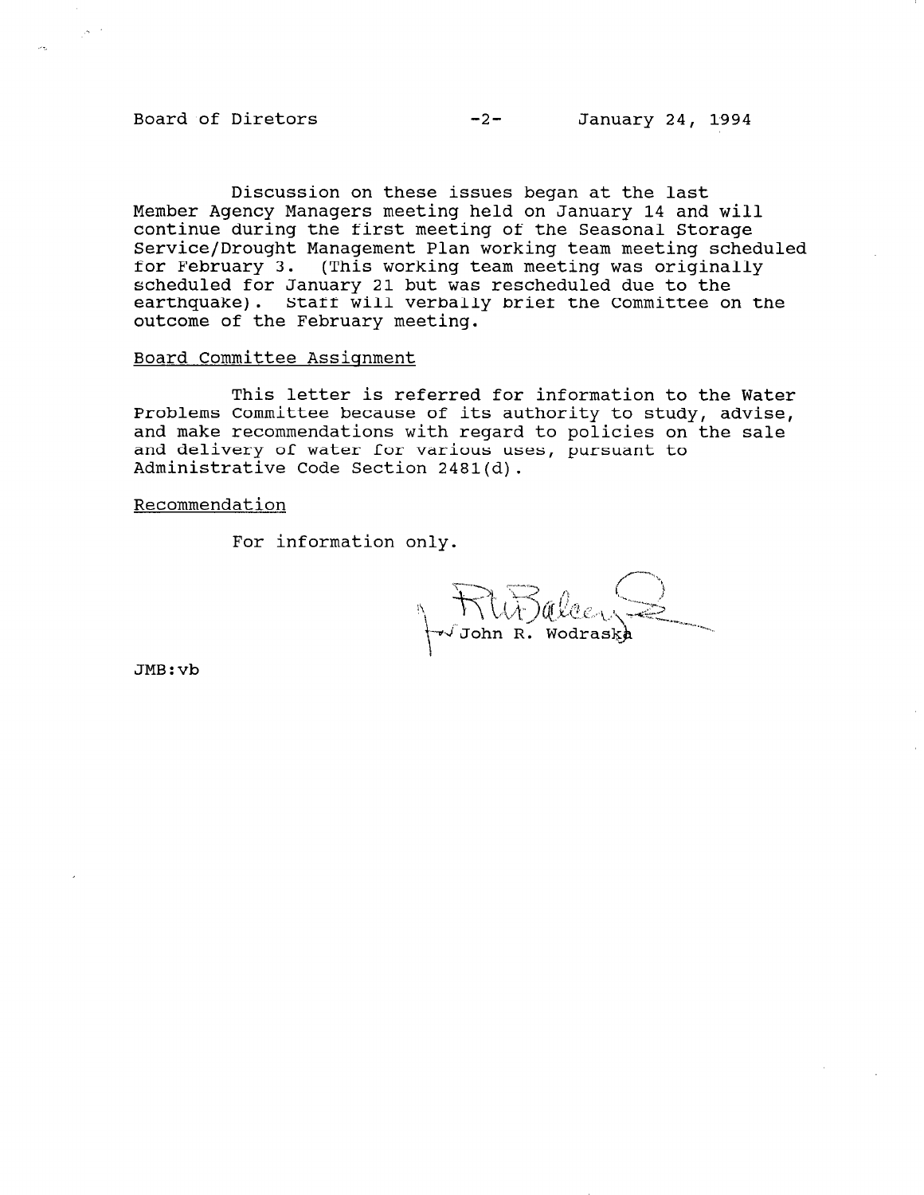Discussion on these issues began at the last Member Agency Managers meeting held on January 14 and will continue during the first meeting of the Seasonal Storage Service/Drought Management Plan working team meeting scheduled for February 3. (This working team meeting was originally scheduled for January 21 but was rescheduled due to the earthquake). Staff will verbally brief the Committee on the outcome of the February meeting.

Board Committee Assignment

This letter is referred for information to the Water Problems Committee because of its authority to study, advise, and make recommendations with regard to policies on the sale and delivery of water for various uses, pursuant to Administrative Code Section 2481(d).

Recommendation

For information only.

for John R. Wodraska

JMB:vb